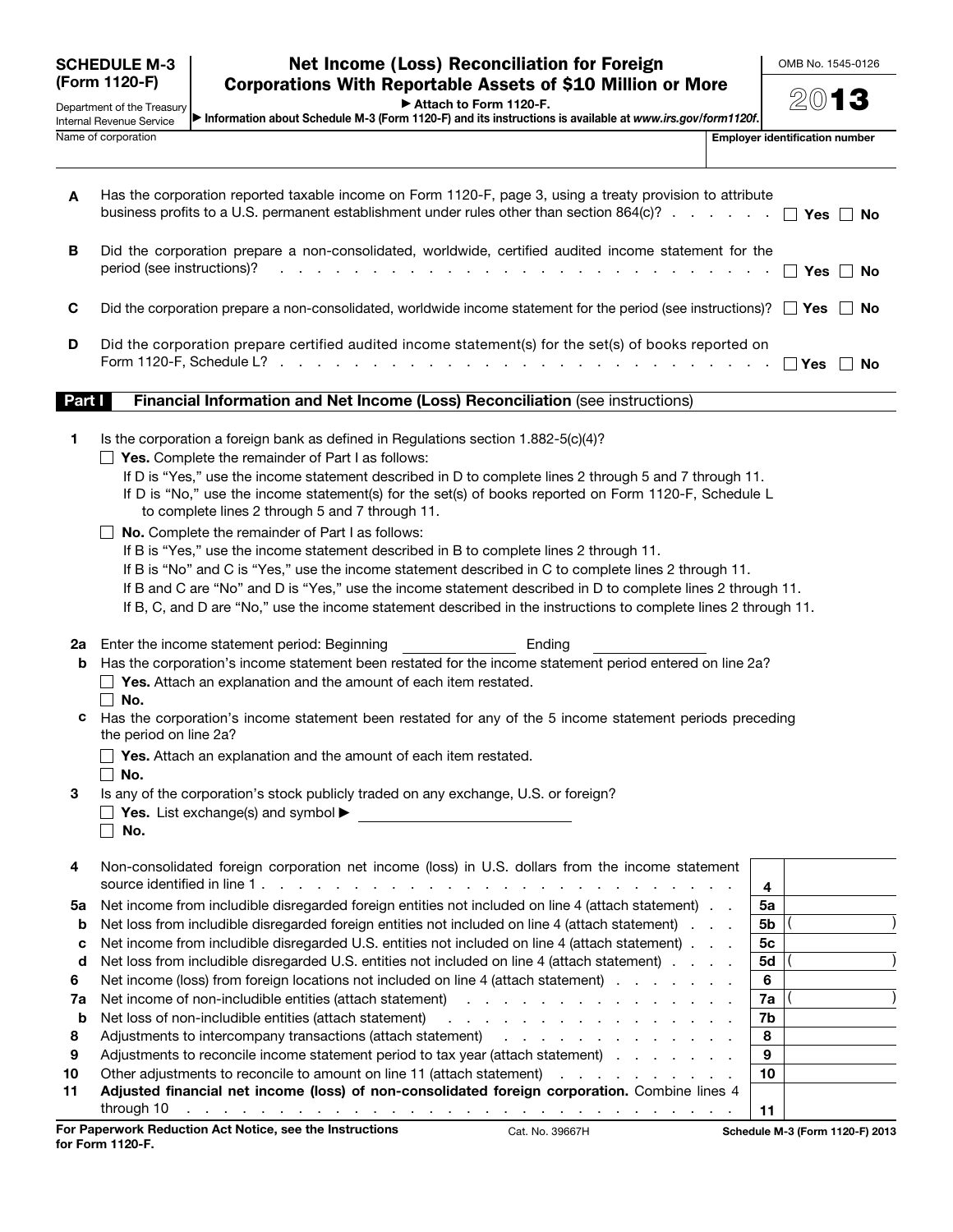**SCHEDULE M-3 (Form 1120-F)**

Department of the Treasury
Internal Revenue Service

# Net Income (Loss) Reconciliation for Foreign Corporations With Reportable Assets of $10 Million or More

▶ Attach to Form 1120-F.

▶ Information about Schedule M-3 (Form 1120-F) and its instructions is available at *www.irs.gov/form1120f*.

OMB No. 1545-0126

**2013**

Name of corporation | Employer identification number

**A** Has the corporation reported taxable income on Form 1120-F, page 3, using a treaty provision to attribute business profits to a U.S. permanent establishment under rules other than section 864(c)? . . . . . . ☐ **Yes** ☐ **No**

**B** Did the corporation prepare a non-consolidated, worldwide, certified audited income statement for the period (see instructions)? . . . . . . . . . . . . . . . . . . . . . . . . . . . . ☐ **Yes** ☐ **No**

**C** Did the corporation prepare a non-consolidated, worldwide income statement for the period (see instructions)? ☐ **Yes** ☐ **No**

**D** Did the corporation prepare certified audited income statement(s) for the set(s) of books reported on Form 1120-F, Schedule L? . . . . . . . . . . . . . . . . . . . . . . . . . . . . ☐ **Yes** ☐ **No**

## Part I Financial Information and Net Income (Loss) Reconciliation (see instructions)

**1** Is the corporation a foreign bank as defined in Regulations section 1.882-5(c)(4)?

☐ **Yes.** Complete the remainder of Part I as follows:
If D is "Yes," use the income statement described in D to complete lines 2 through 5 and 7 through 11.
If D is "No," use the income statement(s) for the set(s) of books reported on Form 1120-F, Schedule L to complete lines 2 through 5 and 7 through 11.

☐ **No.** Complete the remainder of Part I as follows:
If B is "Yes," use the income statement described in B to complete lines 2 through 11.
If B is "No" and C is "Yes," use the income statement described in C to complete lines 2 through 11.
If B and C are "No" and D is "Yes," use the income statement described in D to complete lines 2 through 11.
If B, C, and D are "No," use the income statement described in the instructions to complete lines 2 through 11.

**2a** Enter the income statement period: Beginning ____________ Ending ____________

**b** Has the corporation's income statement been restated for the income statement period entered on line 2a?
☐ **Yes.** Attach an explanation and the amount of each item restated.
☐ **No.**

**c** Has the corporation's income statement been restated for any of the 5 income statement periods preceding the period on line 2a?
☐ **Yes.** Attach an explanation and the amount of each item restated.
☐ **No.**

**3** Is any of the corporation's stock publicly traded on any exchange, U.S. or foreign?
☐ **Yes.** List exchange(s) and symbol ▶ ____________________
☐ **No.**

| | | | |
|---|---|---|---|
| **4** | Non-consolidated foreign corporation net income (loss) in U.S. dollars from the income statement source identified in line 1 . . . . . . . . . . . . . . . . . . . . . . . . . . | **4** | |
| **5a** | Net income from includible disregarded foreign entities not included on line 4 (attach statement) . . | **5a** | |
| **b** | Net loss from includible disregarded foreign entities not included on line 4 (attach statement) . . . | **5b** | ( ) |
| **c** | Net income from includible disregarded U.S. entities not included on line 4 (attach statement) . . . | **5c** | |
| **d** | Net loss from includible disregarded U.S. entities not included on line 4 (attach statement) . . . . | **5d** | ( ) |
| **6** | Net income (loss) from foreign locations not included on line 4 (attach statement) . . . . . . . | **6** | |
| **7a** | Net income of non-includible entities (attach statement) . . . . . . . . . . . . . . . | **7a** | ( ) |
| **b** | Net loss of non-includible entities (attach statement) . . . . . . . . . . . . . . . . | **7b** | |
| **8** | Adjustments to intercompany transactions (attach statement) . . . . . . . . . . . . . | **8** | |
| **9** | Adjustments to reconcile income statement period to tax year (attach statement) . . . . . . . | **9** | |
| **10** | Other adjustments to reconcile to amount on line 11 (attach statement) . . . . . . . . . . | **10** | |
| **11** | **Adjusted financial net income (loss) of non-consolidated foreign corporation.** Combine lines 4 through 10 . . . . . . . . . . . . . . . . . . . . . . . . . . . . . | **11** | |

**For Paperwork Reduction Act Notice, see the Instructions for Form 1120-F.** Cat. No. 39667H **Schedule M-3 (Form 1120-F) 2013**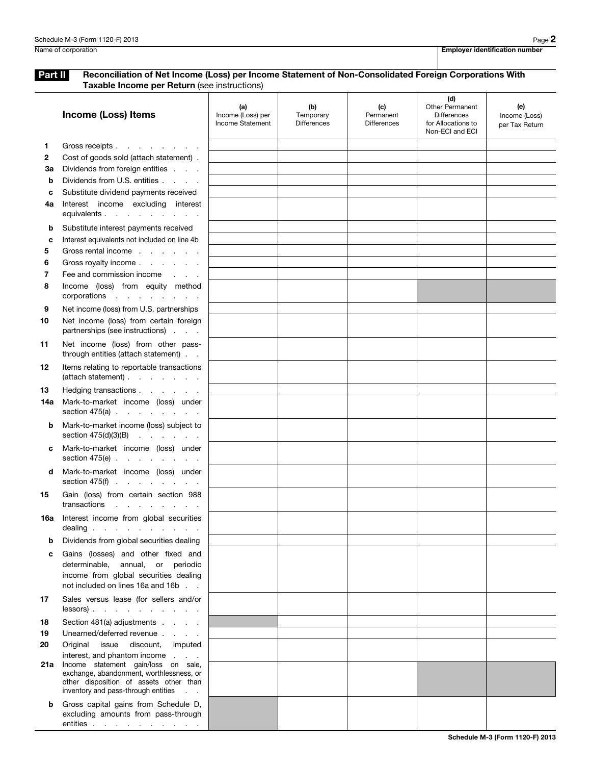Schedule M-3 (Form 1120-F) 2013

Name of corporation | **Employer identification number**

**Part II** **Reconciliation of Net Income (Loss) per Income Statement of Non-Consolidated Foreign Corporations With Taxable Income per Return** (see instructions)

| | **Income (Loss) Items** | **(a)** Income (Loss) per Income Statement | **(b)** Temporary Differences | **(c)** Permanent Differences | **(d)** Other Permanent Differences for Allocations to Non-ECI and ECI | **(e)** Income (Loss) per Tax Return |
|---|---|---|---|---|---|---|
| **1** | Gross receipts | | | | | |
| **2** | Cost of goods sold (attach statement) | | | | | |
| **3a** | Dividends from foreign entities | | | | | |
| **b** | Dividends from U.S. entities | | | | | |
| **c** | Substitute dividend payments received | | | | | |
| **4a** | Interest income excluding interest equivalents | | | | | |
| **b** | Substitute interest payments received | | | | | |
| **c** | Interest equivalents not included on line 4b | | | | | |
| **5** | Gross rental income | | | | | |
| **6** | Gross royalty income | | | | | |
| **7** | Fee and commission income | | | | | |
| **8** | Income (loss) from equity method corporations | | | | | |
| **9** | Net income (loss) from U.S. partnerships | | | | | |
| **10** | Net income (loss) from certain foreign partnerships (see instructions) | | | | | |
| **11** | Net income (loss) from other pass-through entities (attach statement) | | | | | |
| **12** | Items relating to reportable transactions (attach statement) | | | | | |
| **13** | Hedging transactions | | | | | |
| **14a** | Mark-to-market income (loss) under section 475(a) | | | | | |
| **b** | Mark-to-market income (loss) subject to section 475(d)(3)(B) | | | | | |
| **c** | Mark-to-market income (loss) under section 475(e) | | | | | |
| **d** | Mark-to-market income (loss) under section 475(f) | | | | | |
| **15** | Gain (loss) from certain section 988 transactions | | | | | |
| **16a** | Interest income from global securities dealing | | | | | |
| **b** | Dividends from global securities dealing | | | | | |
| **c** | Gains (losses) and other fixed and determinable, annual, or periodic income from global securities dealing not included on lines 16a and 16b | | | | | |
| **17** | Sales versus lease (for sellers and/or lessors) | | | | | |
| **18** | Section 481(a) adjustments | | | | | |
| **19** | Unearned/deferred revenue | | | | | |
| **20** | Original issue discount, imputed interest, and phantom income | | | | | |
| **21a** | Income statement gain/loss on sale, exchange, abandonment, worthlessness, or other disposition of assets other than inventory and pass-through entities | | | | | |
| **b** | Gross capital gains from Schedule D, excluding amounts from pass-through entities | | | | | |

**Schedule M-3 (Form 1120-F) 2013**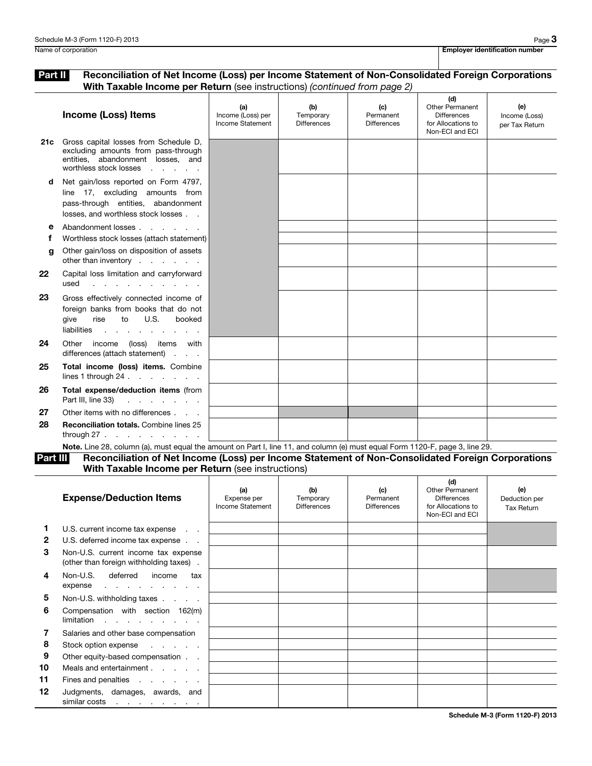Name of corporation | **Employer identification number**

## Part II Reconciliation of Net Income (Loss) per Income Statement of Non-Consolidated Foreign Corporations With Taxable Income per Return (see instructions) *(continued from page 2)*

| | Income (Loss) Items | (a) Income (Loss) per Income Statement | (b) Temporary Differences | (c) Permanent Differences | (d) Other Permanent Differences for Allocations to Non-ECI and ECI | (e) Income (Loss) per Tax Return |
|---|---|---|---|---|---|---|
| 21c | Gross capital losses from Schedule D, excluding amounts from pass-through entities, abandonment losses, and worthless stock losses | | | | | |
| d | Net gain/loss reported on Form 4797, line 17, excluding amounts from pass-through entities, abandonment losses, and worthless stock losses | | | | | |
| e | Abandonment losses | | | | | |
| f | Worthless stock losses (attach statement) | | | | | |
| g | Other gain/loss on disposition of assets other than inventory | | | | | |
| 22 | Capital loss limitation and carryforward used | | | | | |
| 23 | Gross effectively connected income of foreign banks from books that do not give rise to U.S. booked liabilities | | | | | |
| 24 | Other income (loss) items with differences (attach statement) | | | | | |
| 25 | **Total income (loss) items.** Combine lines 1 through 24 | | | | | |
| 26 | **Total expense/deduction items** (from Part III, line 33) | | | | | |
| 27 | Other items with no differences | | | | | |
| 28 | **Reconciliation totals.** Combine lines 25 through 27 | | | | | |

**Note.** Line 28, column (a), must equal the amount on Part I, line 11, and column (e) must equal Form 1120-F, page 3, line 29.

## Part III Reconciliation of Net Income (Loss) per Income Statement of Non-Consolidated Foreign Corporations With Taxable Income per Return (see instructions)

| | Expense/Deduction Items | (a) Expense per Income Statement | (b) Temporary Differences | (c) Permanent Differences | (d) Other Permanent Differences for Allocations to Non-ECI and ECI | (e) Deduction per Tax Return |
|---|---|---|---|---|---|---|
| 1 | U.S. current income tax expense | | | | | |
| 2 | U.S. deferred income tax expense | | | | | |
| 3 | Non-U.S. current income tax expense (other than foreign withholding taxes) | | | | | |
| 4 | Non-U.S. deferred income tax expense | | | | | |
| 5 | Non-U.S. withholding taxes | | | | | |
| 6 | Compensation with section 162(m) limitation | | | | | |
| 7 | Salaries and other base compensation | | | | | |
| 8 | Stock option expense | | | | | |
| 9 | Other equity-based compensation | | | | | |
| 10 | Meals and entertainment | | | | | |
| 11 | Fines and penalties | | | | | |
| 12 | Judgments, damages, awards, and similar costs | | | | | |

**Schedule M-3 (Form 1120-F) 2013**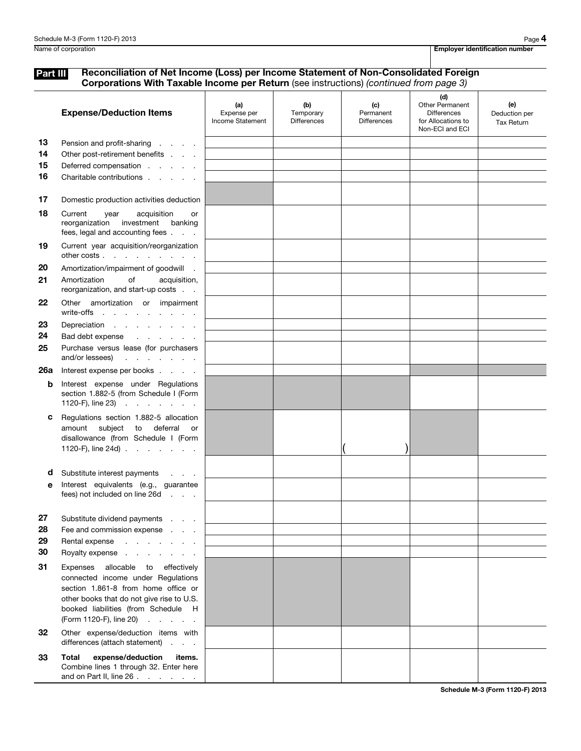Name of corporation

**Employer identification number**

## Part III Reconciliation of Net Income (Loss) per Income Statement of Non-Consolidated Foreign Corporations With Taxable Income per Return (see instructions) *(continued from page 3)*

| | Expense/Deduction Items | (a) Expense per Income Statement | (b) Temporary Differences | (c) Permanent Differences | (d) Other Permanent Differences for Allocations to Non-ECI and ECI | (e) Deduction per Tax Return |
|---|---|---|---|---|---|---|
| 13 | Pension and profit-sharing | | | | | |
| 14 | Other post-retirement benefits | | | | | |
| 15 | Deferred compensation | | | | | |
| 16 | Charitable contributions | | | | | |
| 17 | Domestic production activities deduction | | | | | |
| 18 | Current year acquisition or reorganization investment banking fees, legal and accounting fees | | | | | |
| 19 | Current year acquisition/reorganization other costs | | | | | |
| 20 | Amortization/impairment of goodwill | | | | | |
| 21 | Amortization of acquisition, reorganization, and start-up costs | | | | | |
| 22 | Other amortization or impairment write-offs | | | | | |
| 23 | Depreciation | | | | | |
| 24 | Bad debt expense | | | | | |
| 25 | Purchase versus lease (for purchasers and/or lessees) | | | | | |
| 26a | Interest expense per books | | | | | |
| b | Interest expense under Regulations section 1.882-5 (from Schedule I (Form 1120-F), line 23) | | | | | |
| c | Regulations section 1.882-5 allocation amount subject to deferral or disallowance (from Schedule I (Form 1120-F), line 24d) | | | ( ) | | |
| d | Substitute interest payments | | | | | |
| e | Interest equivalents (e.g., guarantee fees) not included on line 26d | | | | | |
| 27 | Substitute dividend payments | | | | | |
| 28 | Fee and commission expense | | | | | |
| 29 | Rental expense | | | | | |
| 30 | Royalty expense | | | | | |
| 31 | Expenses allocable to effectively connected income under Regulations section 1.861-8 from home office or other books that do not give rise to U.S. booked liabilities (from Schedule H (Form 1120-F), line 20) | | | | | |
| 32 | Other expense/deduction items with differences (attach statement) | | | | | |
| 33 | **Total expense/deduction items.** Combine lines 1 through 32. Enter here and on Part II, line 26 | | | | | |